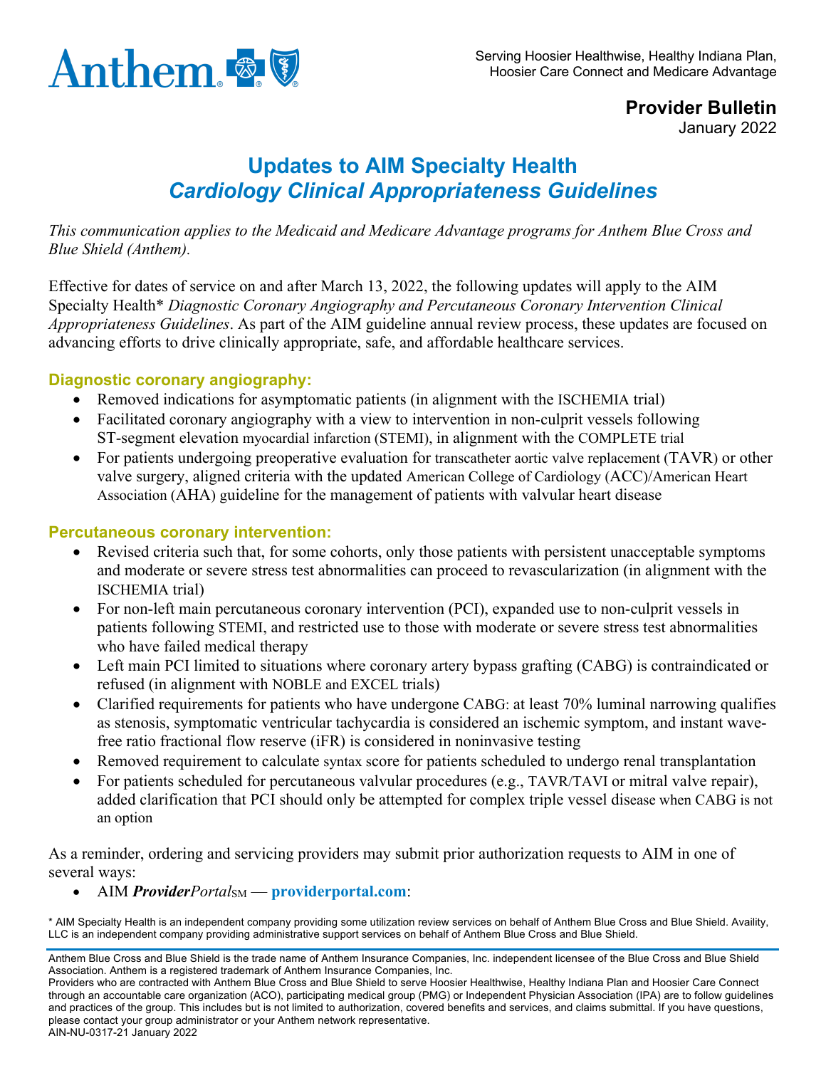Anthem

Serving Hoosier Healthwise, Healthy Indiana Plan, Hoosier Care Connect and Medicare Advantage

**Provider Bulletin**
January 2022

# Updates to AIM Specialty Health *Cardiology Clinical Appropriateness Guidelines*

*This communication applies to the Medicaid and Medicare Advantage programs for Anthem Blue Cross and Blue Shield (Anthem).*

Effective for dates of service on and after March 13, 2022, the following updates will apply to the AIM Specialty Health* *Diagnostic Coronary Angiography and Percutaneous Coronary Intervention Clinical Appropriateness Guidelines*. As part of the AIM guideline annual review process, these updates are focused on advancing efforts to drive clinically appropriate, safe, and affordable healthcare services.

## Diagnostic coronary angiography:

- Removed indications for asymptomatic patients (in alignment with the ISCHEMIA trial)
- Facilitated coronary angiography with a view to intervention in non-culprit vessels following ST-segment elevation myocardial infarction (STEMI), in alignment with the COMPLETE trial
- For patients undergoing preoperative evaluation for transcatheter aortic valve replacement (TAVR) or other valve surgery, aligned criteria with the updated American College of Cardiology (ACC)/American Heart Association (AHA) guideline for the management of patients with valvular heart disease

## Percutaneous coronary intervention:

- Revised criteria such that, for some cohorts, only those patients with persistent unacceptable symptoms and moderate or severe stress test abnormalities can proceed to revascularization (in alignment with the ISCHEMIA trial)
- For non-left main percutaneous coronary intervention (PCI), expanded use to non-culprit vessels in patients following STEMI, and restricted use to those with moderate or severe stress test abnormalities who have failed medical therapy
- Left main PCI limited to situations where coronary artery bypass grafting (CABG) is contraindicated or refused (in alignment with NOBLE and EXCEL trials)
- Clarified requirements for patients who have undergone CABG: at least 70% luminal narrowing qualifies as stenosis, symptomatic ventricular tachycardia is considered an ischemic symptom, and instant wave-free ratio fractional flow reserve (iFR) is considered in noninvasive testing
- Removed requirement to calculate syntax score for patients scheduled to undergo renal transplantation
- For patients scheduled for percutaneous valvular procedures (e.g., TAVR/TAVI or mitral valve repair), added clarification that PCI should only be attempted for complex triple vessel disease when CABG is not an option

As a reminder, ordering and servicing providers may submit prior authorization requests to AIM in one of several ways:

- AIM ***Provider****Portal*SM — **providerportal.com**:

\* AIM Specialty Health is an independent company providing some utilization review services on behalf of Anthem Blue Cross and Blue Shield. Availity, LLC is an independent company providing administrative support services on behalf of Anthem Blue Cross and Blue Shield.

Anthem Blue Cross and Blue Shield is the trade name of Anthem Insurance Companies, Inc. independent licensee of the Blue Cross and Blue Shield Association. Anthem is a registered trademark of Anthem Insurance Companies, Inc.
Providers who are contracted with Anthem Blue Cross and Blue Shield to serve Hoosier Healthwise, Healthy Indiana Plan and Hoosier Care Connect through an accountable care organization (ACO), participating medical group (PMG) or Independent Physician Association (IPA) are to follow guidelines and practices of the group. This includes but is not limited to authorization, covered benefits and services, and claims submittal. If you have questions, please contact your group administrator or your Anthem network representative.
AIN-NU-0317-21 January 2022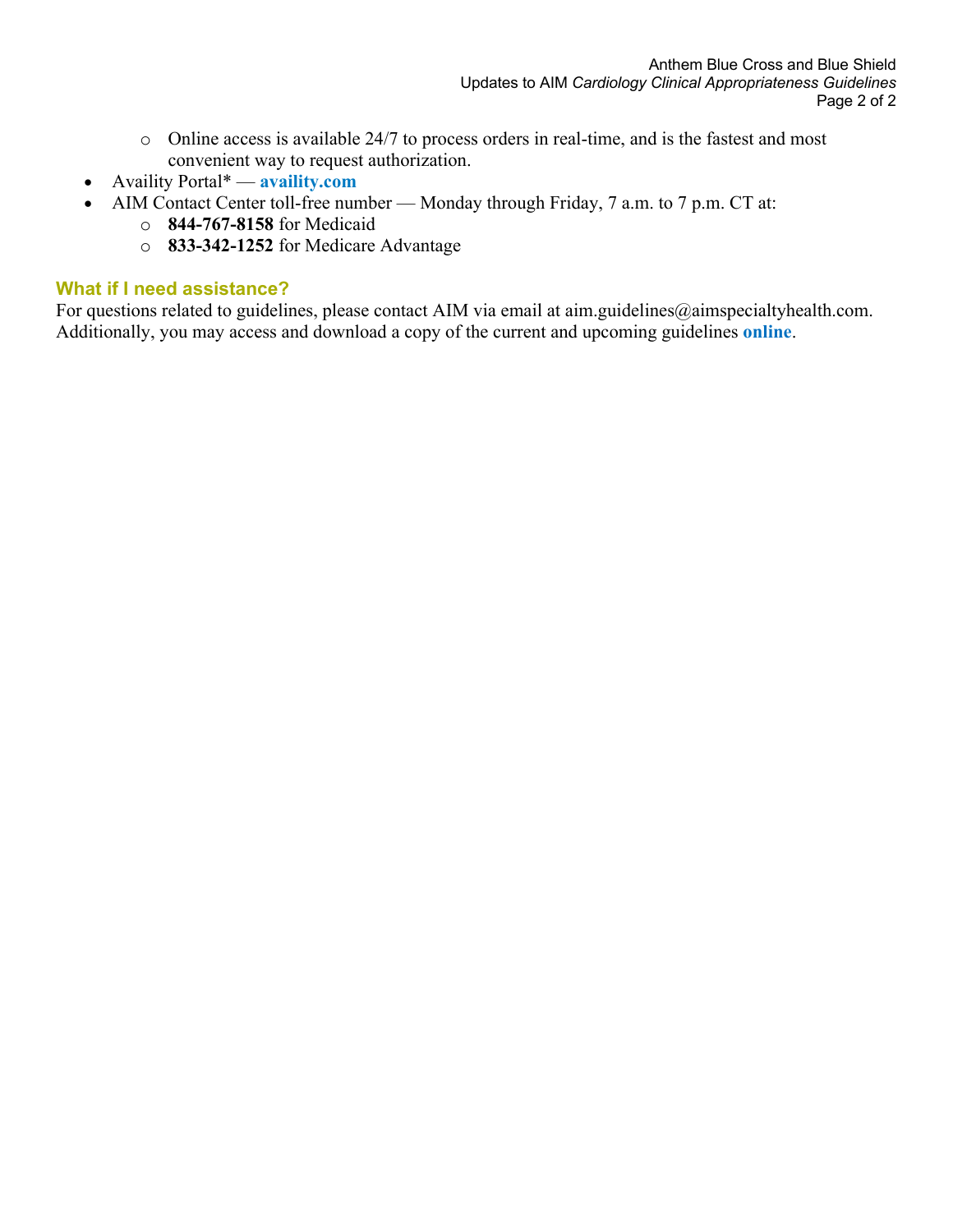- Online access is available 24/7 to process orders in real-time, and is the fastest and most convenient way to request authorization.
- Availity Portal* — **availity.com**
- AIM Contact Center toll-free number — Monday through Friday, 7 a.m. to 7 p.m. CT at:
    - **844-767-8158** for Medicaid
    - **833-342-1252** for Medicare Advantage

## What if I need assistance?

For questions related to guidelines, please contact AIM via email at aim.guidelines@aimspecialtyhealth.com. Additionally, you may access and download a copy of the current and upcoming guidelines **online**.